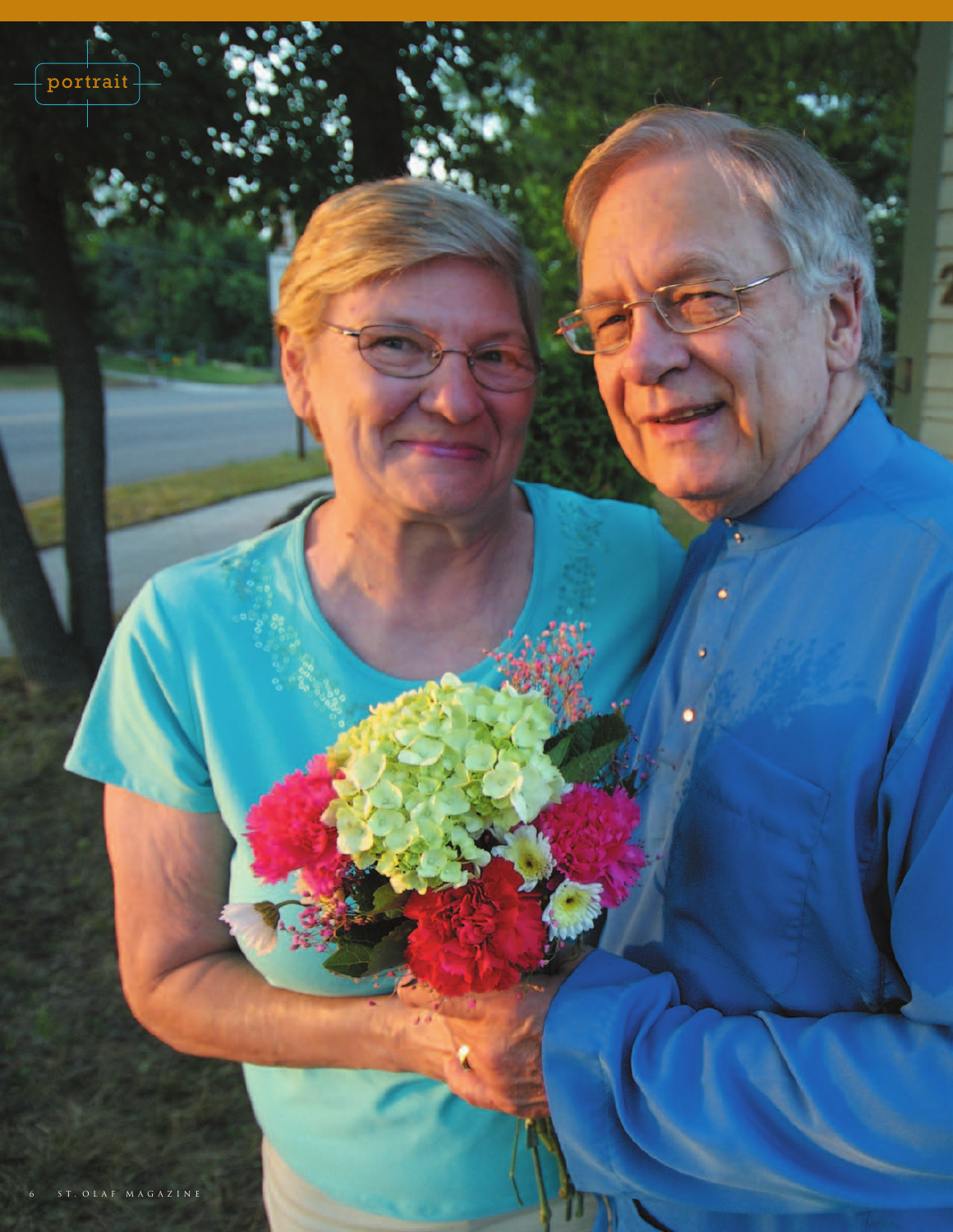portrait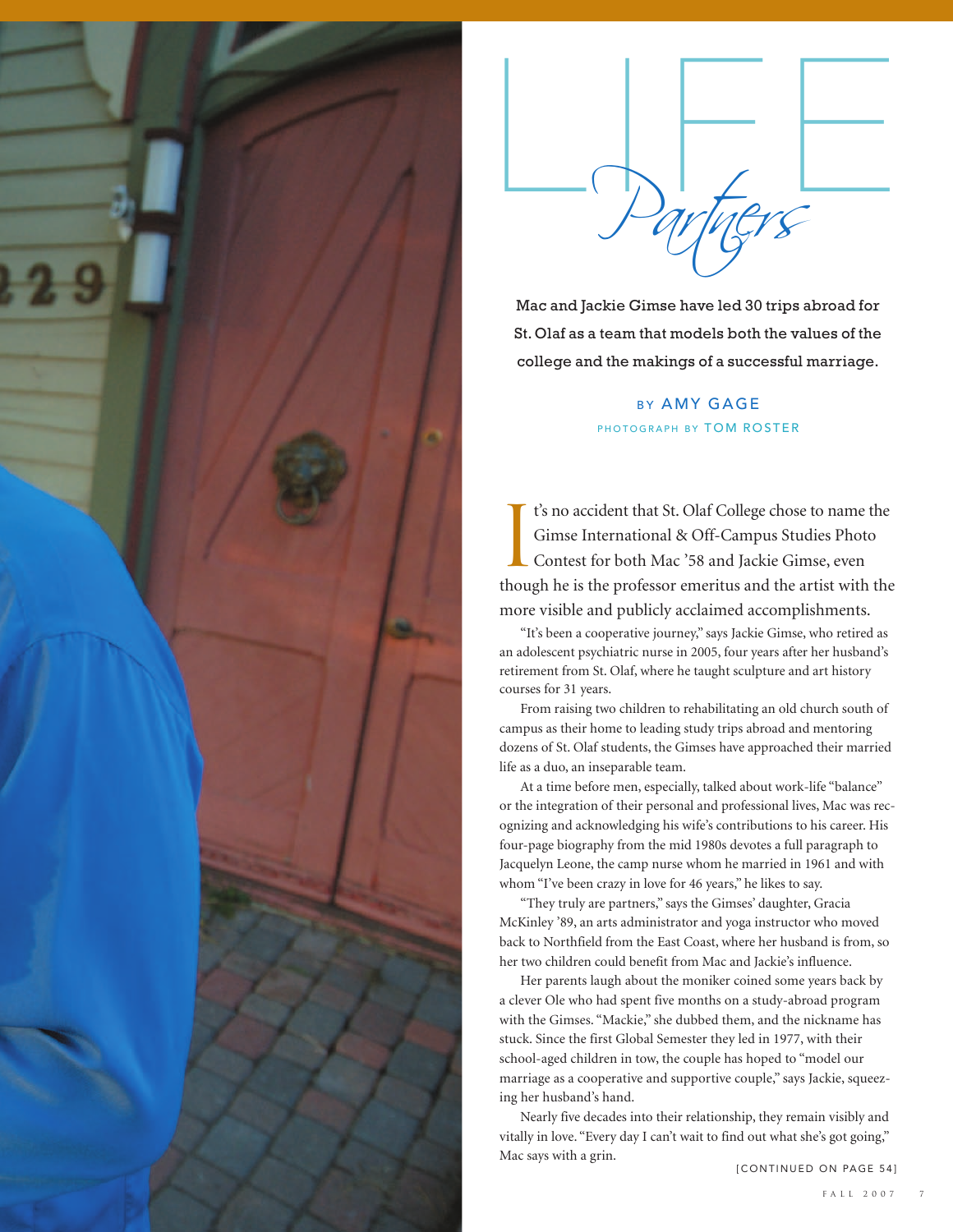# LIFE *Partners*

**Mac and Jackie Gimse have led 30 trips abroad for St. Olaf as a team that models both the values of the college and the makings of a successful marriage.**

BY AMY GAGE

PHOTOGRAPH BY TOM ROSTER

It's no accident that St. Olaf College chose to name the Gimse International & Off-Campus Studies Photo Contest for both Mac '58 and Jackie Gimse, even though he is the professor emeritus and the artist with the more visible and publicly acclaimed accomplishments.

"It's been a cooperative journey," says Jackie Gimse, who retired as an adolescent psychiatric nurse in 2005, four years after her husband's retirement from St. Olaf, where he taught sculpture and art history courses for 31 years.

From raising two children to rehabilitating an old church south of campus as their home to leading study trips abroad and mentoring dozens of St. Olaf students, the Gimses have approached their married life as a duo, an inseparable team.

At a time before men, especially, talked about work-life "balance" or the integration of their personal and professional lives, Mac was recognizing and acknowledging his wife's contributions to his career. His four-page biography from the mid 1980s devotes a full paragraph to Jacquelyn Leone, the camp nurse whom he married in 1961 and with whom "I've been crazy in love for 46 years," he likes to say.

"They truly are partners," says the Gimses' daughter, Gracia McKinley '89, an arts administrator and yoga instructor who moved back to Northfield from the East Coast, where her husband is from, so her two children could benefit from Mac and Jackie's influence.

Her parents laugh about the moniker coined some years back by a clever Ole who had spent five months on a study-abroad program with the Gimses. "Mackie," she dubbed them, and the nickname has stuck. Since the first Global Semester they led in 1977, with their school-aged children in tow, the couple has hoped to "model our marriage as a cooperative and supportive couple," says Jackie, squeezing her husband's hand.

Nearly five decades into their relationship, they remain visibly and vitally in love. "Every day I can't wait to find out what she's got going," Mac says with a grin.

[CONTINUED ON PAGE 54]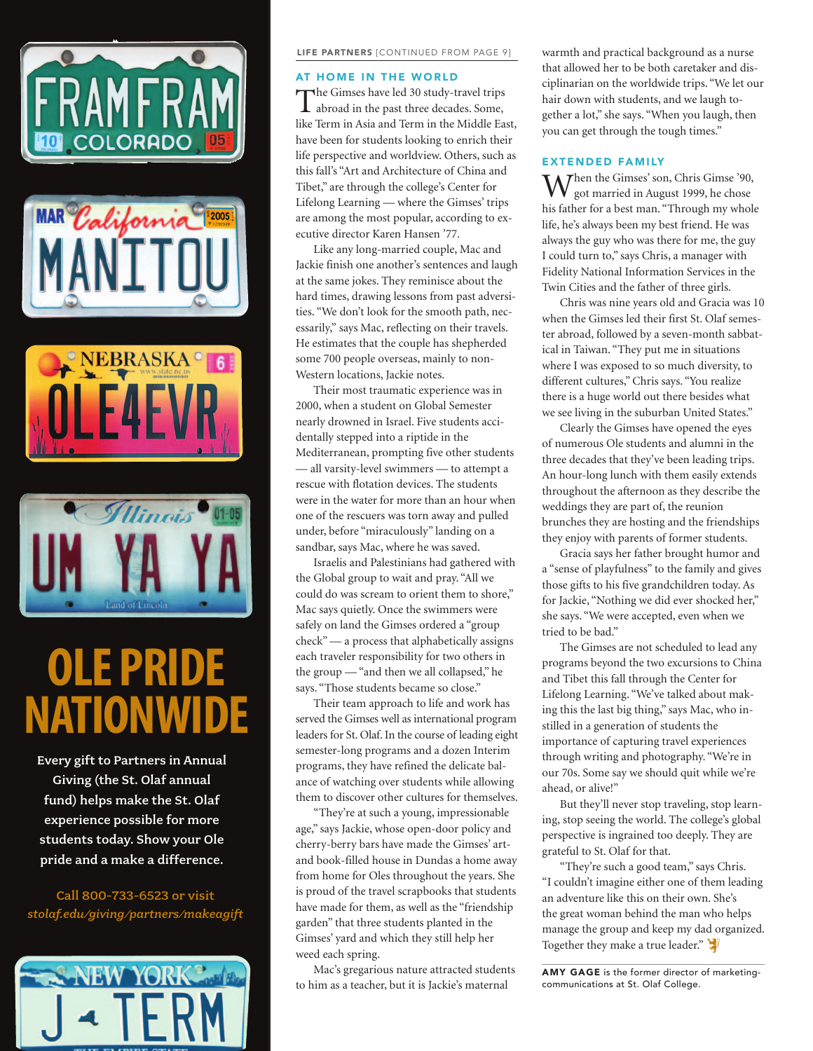LIFE PARTNERS [CONTINUED FROM PAGE 9]

## AT HOME IN THE WORLD

The Gimses have led 30 study-travel trips abroad in the past three decades. Some, like Term in Asia and Term in the Middle East, have been for students looking to enrich their life perspective and worldview. Others, such as this fall's "Art and Architecture of China and Tibet," are through the college's Center for Lifelong Learning — where the Gimses' trips are among the most popular, according to executive director Karen Hansen '77.

Like any long-married couple, Mac and Jackie finish one another's sentences and laugh at the same jokes. They reminisce about the hard times, drawing lessons from past adversities. "We don't look for the smooth path, necessarily," says Mac, reflecting on their travels. He estimates that the couple has shepherded some 700 people overseas, mainly to non-Western locations, Jackie notes.

Their most traumatic experience was in 2000, when a student on Global Semester nearly drowned in Israel. Five students accidentally stepped into a riptide in the Mediterranean, prompting five other students — all varsity-level swimmers — to attempt a rescue with flotation devices. The students were in the water for more than an hour when one of the rescuers was torn away and pulled under, before "miraculously" landing on a sandbar, says Mac, where he was saved.

Israelis and Palestinians had gathered with the Global group to wait and pray. "All we could do was scream to orient them to shore," Mac says quietly. Once the swimmers were safely on land the Gimses ordered a "group check" — a process that alphabetically assigns each traveler responsibility for two others in the group — "and then we all collapsed," he says. "Those students became so close."

Their team approach to life and work has served the Gimses well as international program leaders for St. Olaf. In the course of leading eight semester-long programs and a dozen Interim programs, they have refined the delicate balance of watching over students while allowing them to discover other cultures for themselves.

"They're at such a young, impressionable age," says Jackie, whose open-door policy and cherry-berry bars have made the Gimses' art- and book-filled house in Dundas a home away from home for Oles throughout the years. She is proud of the travel scrapbooks that students have made for them, as well as the "friendship garden" that three students planted in the Gimses' yard and which they still help her weed each spring.

Mac's gregarious nature attracted students to him as a teacher, but it is Jackie's maternal warmth and practical background as a nurse that allowed her to be both caretaker and disciplinarian on the worldwide trips. "We let our hair down with students, and we laugh together a lot," she says. "When you laugh, then you can get through the tough times."

## EXTENDED FAMILY

When the Gimses' son, Chris Gimse '90, got married in August 1999, he chose his father for a best man. "Through my whole life, he's always been my best friend. He was always the guy who was there for me, the guy I could turn to," says Chris, a manager with Fidelity National Information Services in the Twin Cities and the father of three girls.

Chris was nine years old and Gracia was 10 when the Gimses led their first St. Olaf semester abroad, followed by a seven-month sabbatical in Taiwan. "They put me in situations where I was exposed to so much diversity, to different cultures," Chris says. "You realize there is a huge world out there besides what we see living in the suburban United States."

Clearly the Gimses have opened the eyes of numerous Ole students and alumni in the three decades that they've been leading trips. An hour-long lunch with them easily extends throughout the afternoon as they describe the weddings they are part of, the reunion brunches they are hosting and the friendships they enjoy with parents of former students.

Gracia says her father brought humor and a "sense of playfulness" to the family and gives those gifts to his five grandchildren today. As for Jackie, "Nothing we did ever shocked her," she says. "We were accepted, even when we tried to be bad."

The Gimses are not scheduled to lead any programs beyond the two excursions to China and Tibet this fall through the Center for Lifelong Learning. "We've talked about making this the last big thing," says Mac, who instilled in a generation of students the importance of capturing travel experiences through writing and photography. "We're in our 70s. Some say we should quit while we're ahead, or alive!"

But they'll never stop traveling, stop learning, stop seeing the world. The college's global perspective is ingrained too deeply. They are grateful to St. Olaf for that.

"They're such a good team," says Chris. "I couldn't imagine either one of them leading an adventure like this on their own. She's the great woman behind the man who helps manage the group and keep my dad organized. Together they make a true leader."

**AMY GAGE** is the former director of marketing-communications at St. Olaf College.

FRAMFRAM COLORADO

MAR California MANITOU 2005

NEBRASKA OLE4EVR

Illinois UM YA YA Land of Lincoln

NEW YORK J TERM

# OLE PRIDE NATIONWIDE

**Every gift to Partners in Annual Giving (the St. Olaf annual fund) helps make the St. Olaf experience possible for more students today. Show your Ole pride and a make a difference.**

Call 800-733-6523 or visit *stolaf.edu/giving/partners/makeagift*